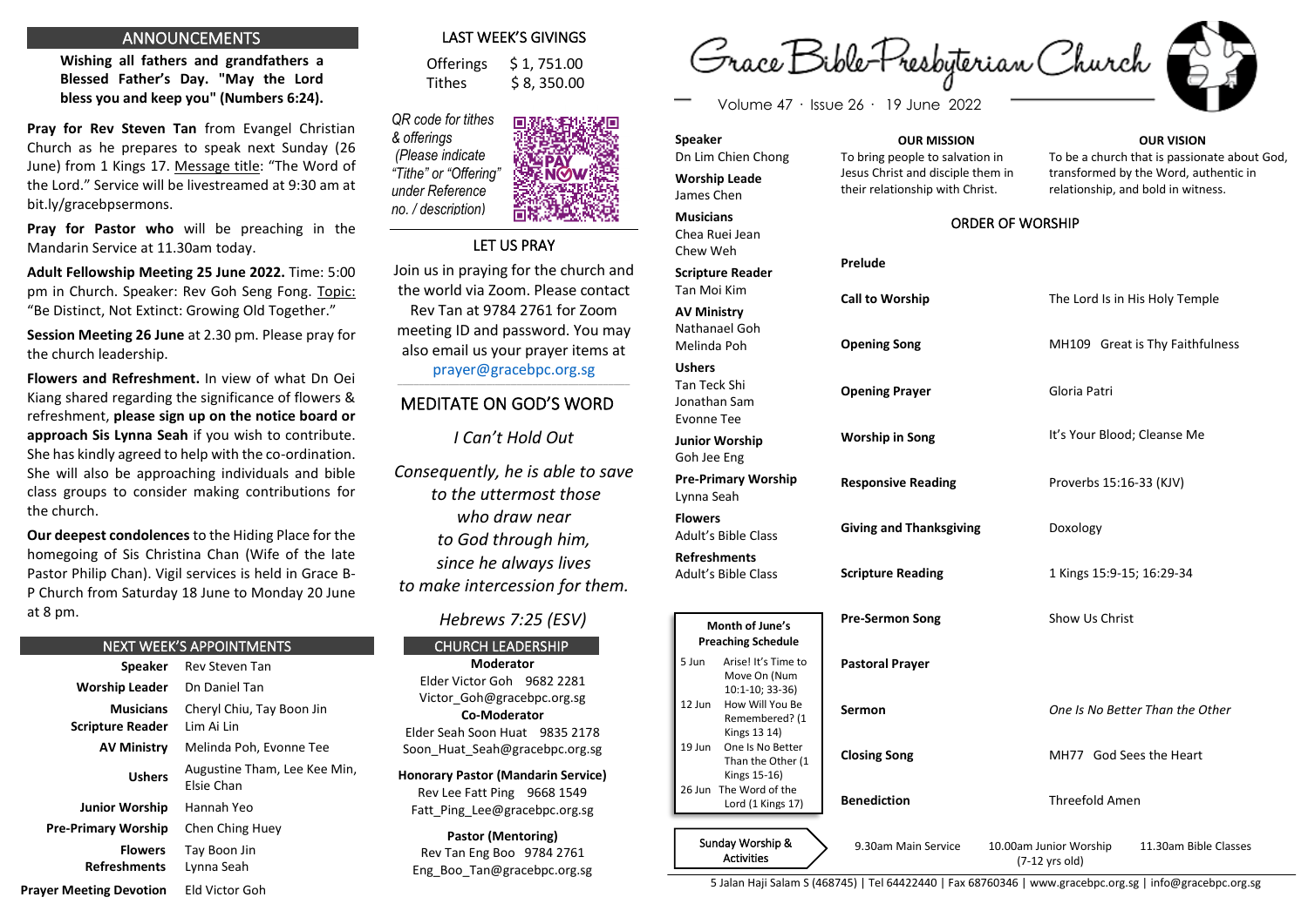## ANNOUNCEMENTS

**Wishing all fathers and grandfathers a Blessed Father's Day. "May the Lord bless you and keep you" (Numbers 6:24).**

**Pray for Rev Steven Tan** from Evangel Christian Church as he prepares to speak next Sunday (26 June) from 1 Kings 17. Message title: "The Word of the Lord." Service will be livestreamed at 9:30 am at bit.ly/gracebpsermons.

**Pray for Pastor who** will be preaching in the Mandarin Service at 11.30am today.

**Adult Fellowship Meeting 25 June 2022.** Time: 5:00 pm in Church. Speaker: Rev Goh Seng Fong. Topic: "Be Distinct, Not Extinct: Growing Old Together."

**Session Meeting 26 June** at 2.30 pm. Please pray for the church leadership.

**Flowers and Refreshment.** In view of what Dn Oei Kiang shared regarding the significance of flowers & refreshment, **please sign up on the notice board or approach Sis Lynna Seah** if you wish to contribute. She has kindly agreed to help with the co-ordination. She will also be approaching individuals and bible class groups to consider making contributions for the church.

**Our deepest condolences** to the Hiding Place for the homegoing of Sis Christina Chan (Wife of the late Pastor Philip Chan). Vigil services is held in Grace B-P Church from Saturday 18 June to Monday 20 June at 8 pm.

## NEXT WEEK'S APPOINTMENTS

| | |
|---|---|
| **Speaker** | Rev Steven Tan |
| **Worship Leader** | Dn Daniel Tan |
| **Musicians** | Cheryl Chiu, Tay Boon Jin |
| **Scripture Reader** | Lim Ai Lin |
| **AV Ministry** | Melinda Poh, Evonne Tee |
| **Ushers** | Augustine Tham, Lee Kee Min, Elsie Chan |
| **Junior Worship** | Hannah Yeo |
| **Pre-Primary Worship** | Chen Ching Huey |
| **Flowers** | Tay Boon Jin |
| **Refreshments** | Lynna Seah |
| **Prayer Meeting Devotion** | Eld Victor Goh |

## LAST WEEK'S GIVINGS

| | |
|---|---|
| Offerings | $ 1, 751.00 |
| Tithes | $ 8, 350.00 |

*QR code for tithes & offerings (Please indicate "Tithe" or "Offering" under Reference no. / description)*

## LET US PRAY

Join us in praying for the church and the world via Zoom. Please contact Rev Tan at 9784 2761 for Zoom meeting ID and password. You may also email us your prayer items at prayer@gracebpc.org.sg

## MEDITATE ON GOD'S WORD

*I Can't Hold Out*

*Consequently, he is able to save to the uttermost those who draw near to God through him, since he always lives to make intercession for them.*

*Hebrews 7:25 (ESV)*

## CHURCH LEADERSHIP

**Moderator**
Elder Victor Goh 9682 2281
Victor_Goh@gracebpc.org.sg

**Co-Moderator**
Elder Seah Soon Huat 9835 2178
Soon_Huat_Seah@gracebpc.org.sg

**Honorary Pastor (Mandarin Service)**
Rev Lee Fatt Ping 9668 1549
Fatt_Ping_Lee@gracebpc.org.sg

**Pastor (Mentoring)**
Rev Tan Eng Boo 9784 2761
Eng_Boo_Tan@gracebpc.org.sg

# Grace Bible-Presbyterian Church

Volume 47 · Issue 26 · 19 June 2022

**Speaker**
Dn Lim Chien Chong

**Worship Leade**
James Chen

**Musicians**
Chea Ruei Jean
Chew Weh

**Scripture Reader**
Tan Moi Kim

**AV Ministry**
Nathanael Goh
Melinda Poh

**Ushers**
Tan Teck Shi
Jonathan Sam
Evonne Tee

**Junior Worship**
Goh Jee Eng

**Pre-Primary Worship**
Lynna Seah

**Flowers**
Adult's Bible Class

**Refreshments**
Adult's Bible Class

| Month of June's Preaching Schedule | |
|---|---|
| 5 Jun | Arise! It's Time to Move On (Num 10:1-10; 33-36) |
| 12 Jun | How Will You Be Remembered? (1 Kings 13 14) |
| 19 Jun | One Is No Better Than the Other (1 Kings 15-16) |
| 26 Jun | The Word of the Lord (1 Kings 17) |

**OUR MISSION**
To bring people to salvation in Jesus Christ and disciple them in their relationship with Christ.

**OUR VISION**
To be a church that is passionate about God, transformed by the Word, authentic in relationship, and bold in witness.

## ORDER OF WORSHIP

| | |
|---|---|
| **Prelude** | |
| **Call to Worship** | The Lord Is in His Holy Temple |
| **Opening Song** | MH109 Great is Thy Faithfulness |
| **Opening Prayer** | Gloria Patri |
| **Worship in Song** | It's Your Blood; Cleanse Me |
| **Responsive Reading** | Proverbs 15:16-33 (KJV) |
| **Giving and Thanksgiving** | Doxology |
| **Scripture Reading** | 1 Kings 15:9-15; 16:29-34 |
| **Pre-Sermon Song** | Show Us Christ |
| **Pastoral Prayer** | |
| **Sermon** | *One Is No Better Than the Other* |
| **Closing Song** | MH77 God Sees the Heart |
| **Benediction** | Threefold Amen |

**Sunday Worship & Activities:** 9.30am Main Service | 10.00am Junior Worship (7-12 yrs old) | 11.30am Bible Classes

5 Jalan Haji Salam S (468745) | Tel 64422440 | Fax 68760346 | www.gracebpc.org.sg | info@gracebpc.org.sg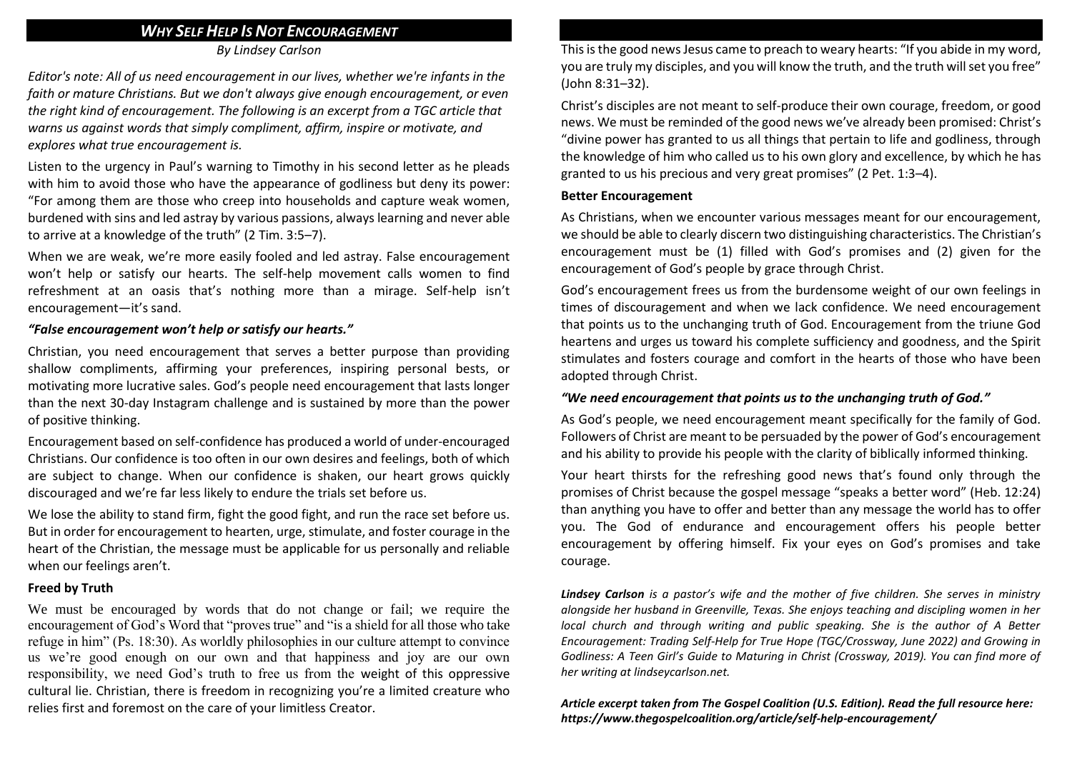# *Why Self Help Is Not Encouragement*

*By Lindsey Carlson*

*Editor's note: All of us need encouragement in our lives, whether we're infants in the faith or mature Christians. But we don't always give enough encouragement, or even the right kind of encouragement. The following is an excerpt from a TGC article that warns us against words that simply compliment, affirm, inspire or motivate, and explores what true encouragement is.*

Listen to the urgency in Paul's warning to Timothy in his second letter as he pleads with him to avoid those who have the appearance of godliness but deny its power: "For among them are those who creep into households and capture weak women, burdened with sins and led astray by various passions, always learning and never able to arrive at a knowledge of the truth" (2 Tim. 3:5–7).

When we are weak, we're more easily fooled and led astray. False encouragement won't help or satisfy our hearts. The self-help movement calls women to find refreshment at an oasis that's nothing more than a mirage. Self-help isn't encouragement—it's sand.

***"False encouragement won't help or satisfy our hearts."***

Christian, you need encouragement that serves a better purpose than providing shallow compliments, affirming your preferences, inspiring personal bests, or motivating more lucrative sales. God's people need encouragement that lasts longer than the next 30-day Instagram challenge and is sustained by more than the power of positive thinking.

Encouragement based on self-confidence has produced a world of under-encouraged Christians. Our confidence is too often in our own desires and feelings, both of which are subject to change. When our confidence is shaken, our heart grows quickly discouraged and we're far less likely to endure the trials set before us.

We lose the ability to stand firm, fight the good fight, and run the race set before us. But in order for encouragement to hearten, urge, stimulate, and foster courage in the heart of the Christian, the message must be applicable for us personally and reliable when our feelings aren't.

**Freed by Truth**

We must be encouraged by words that do not change or fail; we require the encouragement of God's Word that "proves true" and "is a shield for all those who take refuge in him" (Ps. 18:30). As worldly philosophies in our culture attempt to convince us we're good enough on our own and that happiness and joy are our own responsibility, we need God's truth to free us from the weight of this oppressive cultural lie. Christian, there is freedom in recognizing you're a limited creature who relies first and foremost on the care of your limitless Creator.

This is the good news Jesus came to preach to weary hearts: "If you abide in my word, you are truly my disciples, and you will know the truth, and the truth will set you free" (John 8:31–32).

Christ's disciples are not meant to self-produce their own courage, freedom, or good news. We must be reminded of the good news we've already been promised: Christ's "divine power has granted to us all things that pertain to life and godliness, through the knowledge of him who called us to his own glory and excellence, by which he has granted to us his precious and very great promises" (2 Pet. 1:3–4).

**Better Encouragement**

As Christians, when we encounter various messages meant for our encouragement, we should be able to clearly discern two distinguishing characteristics. The Christian's encouragement must be (1) filled with God's promises and (2) given for the encouragement of God's people by grace through Christ.

God's encouragement frees us from the burdensome weight of our own feelings in times of discouragement and when we lack confidence. We need encouragement that points us to the unchanging truth of God. Encouragement from the triune God heartens and urges us toward his complete sufficiency and goodness, and the Spirit stimulates and fosters courage and comfort in the hearts of those who have been adopted through Christ.

***"We need encouragement that points us to the unchanging truth of God."***

As God's people, we need encouragement meant specifically for the family of God. Followers of Christ are meant to be persuaded by the power of God's encouragement and his ability to provide his people with the clarity of biblically informed thinking.

Your heart thirsts for the refreshing good news that's found only through the promises of Christ because the gospel message "speaks a better word" (Heb. 12:24) than anything you have to offer and better than any message the world has to offer you. The God of endurance and encouragement offers his people better encouragement by offering himself. Fix your eyes on God's promises and take courage.

***Lindsey Carlson*** *is a pastor's wife and the mother of five children. She serves in ministry alongside her husband in Greenville, Texas. She enjoys teaching and discipling women in her local church and through writing and public speaking. She is the author of A Better Encouragement: Trading Self-Help for True Hope (TGC/Crossway, June 2022) and Growing in Godliness: A Teen Girl's Guide to Maturing in Christ (Crossway, 2019). You can find more of her writing at lindseycarlson.net.*

***Article excerpt taken from The Gospel Coalition (U.S. Edition). Read the full resource here: https://www.thegospelcoalition.org/article/self-help-encouragement/***